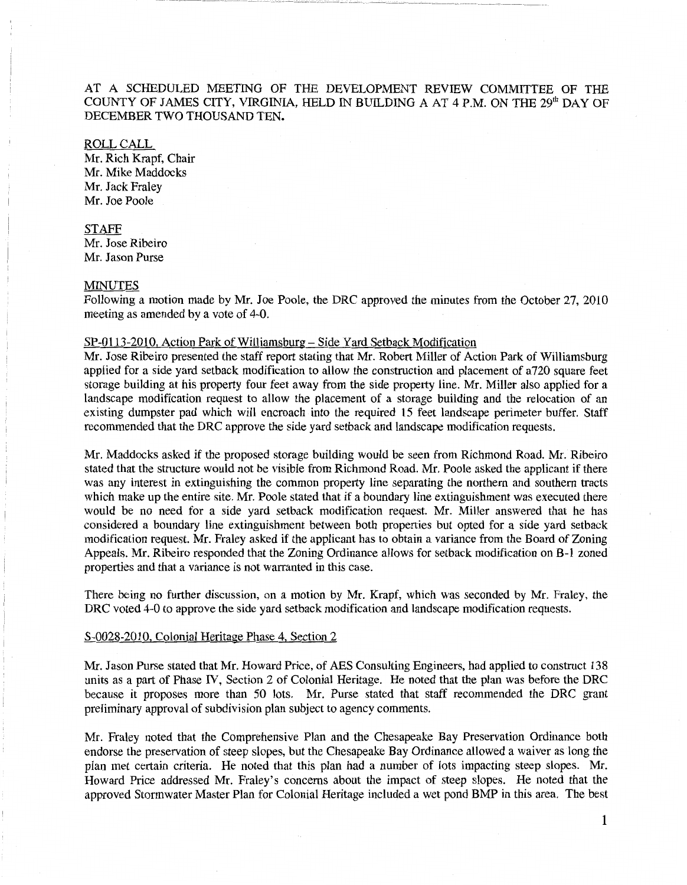AT A SCHEDULED MEETING OF THE DEVELOPMENT REVIEW COMMITTEE OF THE COUNTY OF JAMES CITY, VIRGINIA, HELD IN BUILDING A AT 4 P.M. ON THE 29th DAY OF DECEMBER TWO THOUSAND TEN.

ROLL CALL
Mr. Rich Krapf, Chair
Mr. Mike Maddocks
Mr. Jack Fraley
Mr. Joe Poole

STAFF
Mr. Jose Ribeiro
Mr. Jason Purse

MINUTES
Following a motion made by Mr. Joe Poole, the DRC approved the minutes from the October 27, 2010 meeting as amended by a vote of 4-0.

SP-0113-2010, Action Park of Williamsburg – Side Yard Setback Modification
Mr. Jose Ribeiro presented the staff report stating that Mr. Robert Miller of Action Park of Williamsburg applied for a side yard setback modification to allow the construction and placement of a720 square feet storage building at his property four feet away from the side property line. Mr. Miller also applied for a landscape modification request to allow the placement of a storage building and the relocation of an existing dumpster pad which will encroach into the required 15 feet landscape perimeter buffer. Staff recommended that the DRC approve the side yard setback and landscape modification requests.

Mr. Maddocks asked if the proposed storage building would be seen from Richmond Road. Mr. Ribeiro stated that the structure would not be visible from Richmond Road. Mr. Poole asked the applicant if there was any interest in extinguishing the common property line separating the northern and southern tracts which make up the entire site. Mr. Poole stated that if a boundary line extinguishment was executed there would be no need for a side yard setback modification request. Mr. Miller answered that he has considered a boundary line extinguishment between both properties but opted for a side yard setback modification request. Mr. Fraley asked if the applicant has to obtain a variance from the Board of Zoning Appeals. Mr. Ribeiro responded that the Zoning Ordinance allows for setback modification on B-1 zoned properties and that a variance is not warranted in this case.

There being no further discussion, on a motion by Mr. Krapf, which was seconded by Mr. Fraley, the DRC voted 4-0 to approve the side yard setback modification and landscape modification requests.

S-0028-2010, Colonial Heritage Phase 4, Section 2

Mr. Jason Purse stated that Mr. Howard Price, of AES Consulting Engineers, had applied to construct 138 units as a part of Phase IV, Section 2 of Colonial Heritage. He noted that the plan was before the DRC because it proposes more than 50 lots. Mr. Purse stated that staff recommended the DRC grant preliminary approval of subdivision plan subject to agency comments.

Mr. Fraley noted that the Comprehensive Plan and the Chesapeake Bay Preservation Ordinance both endorse the preservation of steep slopes, but the Chesapeake Bay Ordinance allowed a waiver as long the plan met certain criteria. He noted that this plan had a number of lots impacting steep slopes. Mr. Howard Price addressed Mr. Fraley's concerns about the impact of steep slopes. He noted that the approved Stormwater Master Plan for Colonial Heritage included a wet pond BMP in this area. The best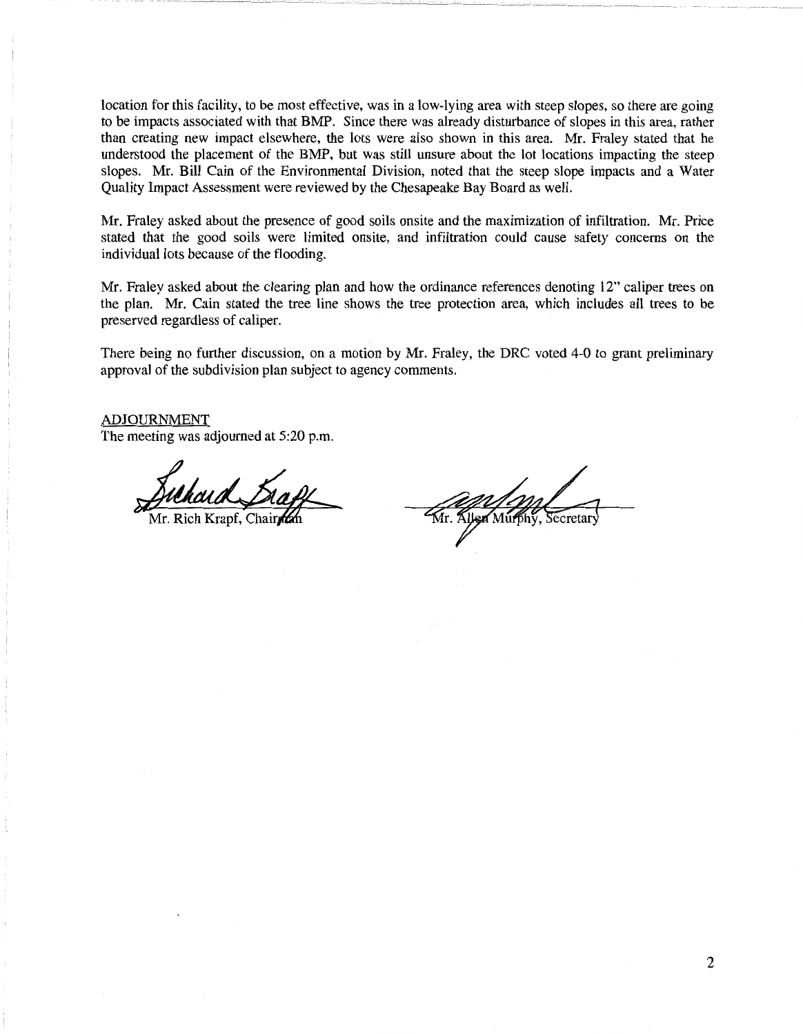location for this facility, to be most effective, was in a low-lying area with steep slopes, so there are going to be impacts associated with that BMP. Since there was already disturbance of slopes in this area, rather than creating new impact elsewhere, the lots were also shown in this area. Mr. Fraley stated that he understood the placement of the BMP, but was still unsure about the lot locations impacting the steep slopes. Mr. Bill Cain of the Environmental Division, noted that the steep slope impacts and a Water Quality Impact Assessment were reviewed by the Chesapeake Bay Board as well.

Mr. Fraley asked about the presence of good soils onsite and the maximization of infiltration. Mr. Price stated that the good soils were limited onsite, and infiltration could cause safety concerns on the individual lots because of the flooding.

Mr. Fraley asked about the clearing plan and how the ordinance references denoting 12" caliper trees on the plan. Mr. Cain stated the tree line shows the tree protection area, which includes all trees to be preserved regardless of caliper.

There being no further discussion, on a motion by Mr. Fraley, the DRC voted 4-0 to grant preliminary approval of the subdivision plan subject to agency comments.

ADJOURNMENT

The meeting was adjourned at 5:20 p.m.

Mr. Rich Krapf, Chairman

Mr. Allen Murphy, Secretary